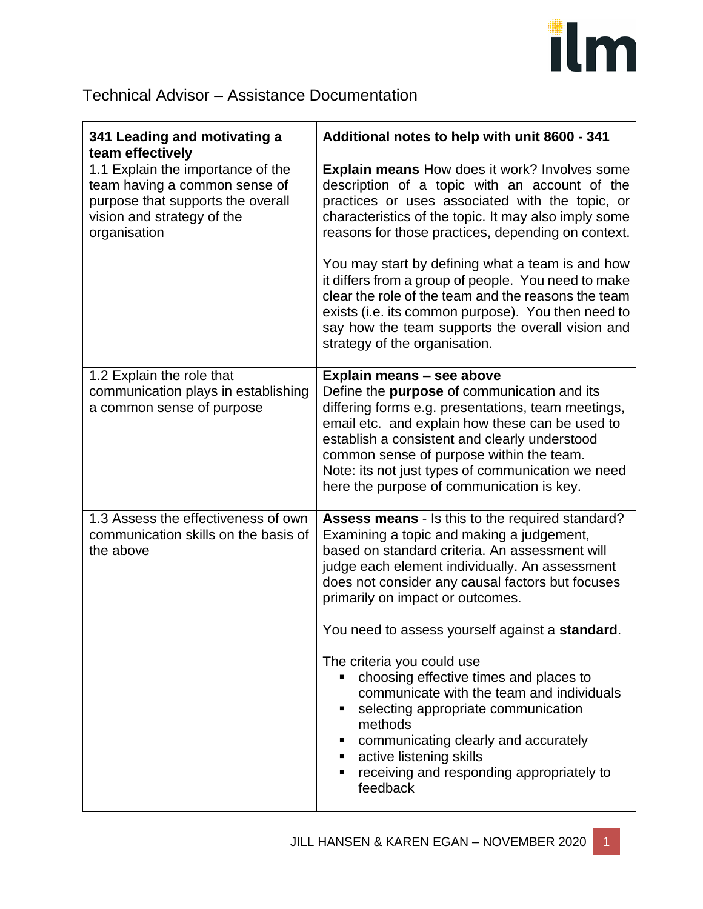# Technical Advisor – Assistance Documentation

| 341 Leading and motivating a team effectively | Additional notes to help with unit 8600 - 341 |
|---|---|
| 1.1 Explain the importance of the team having a common sense of purpose that supports the overall vision and strategy of the organisation | **Explain means** How does it work? Involves some description of a topic with an account of the practices or uses associated with the topic, or characteristics of the topic. It may also imply some reasons for those practices, depending on context.<br><br>You may start by defining what a team is and how it differs from a group of people. You need to make clear the role of the team and the reasons the team exists (i.e. its common purpose). You then need to say how the team supports the overall vision and strategy of the organisation. |
| 1.2 Explain the role that communication plays in establishing a common sense of purpose | **Explain means – see above**<br>Define the **purpose** of communication and its differing forms e.g. presentations, team meetings, email etc. and explain how these can be used to establish a consistent and clearly understood common sense of purpose within the team.<br>Note: its not just types of communication we need here the purpose of communication is key. |
| 1.3 Assess the effectiveness of own communication skills on the basis of the above | **Assess means** - Is this to the required standard? Examining a topic and making a judgement, based on standard criteria. An assessment will judge each element individually. An assessment does not consider any causal factors but focuses primarily on impact or outcomes.<br><br>You need to assess yourself against a **standard**.<br><br>The criteria you could use<br>▪ choosing effective times and places to communicate with the team and individuals<br>▪ selecting appropriate communication methods<br>▪ communicating clearly and accurately<br>▪ active listening skills<br>▪ receiving and responding appropriately to feedback |

JILL HANSEN & KAREN EGAN – NOVEMBER 2020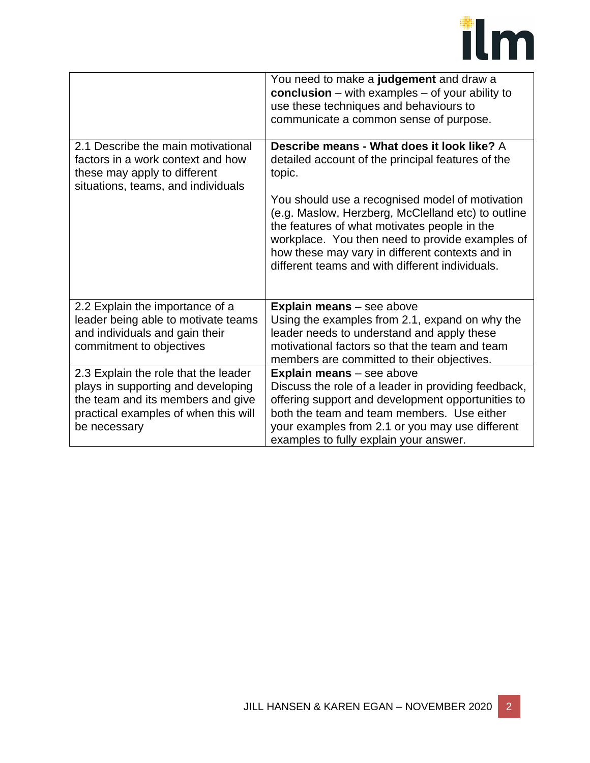| | |
|---|---|
| | You need to make a **judgement** and draw a **conclusion** – with examples – of your ability to use these techniques and behaviours to communicate a common sense of purpose. |
| 2.1 Describe the main motivational factors in a work context and how these may apply to different situations, teams, and individuals | **Describe means - What does it look like?** A detailed account of the principal features of the topic.<br><br>You should use a recognised model of motivation (e.g. Maslow, Herzberg, McClelland etc) to outline the features of what motivates people in the workplace. You then need to provide examples of how these may vary in different contexts and in different teams and with different individuals. |
| 2.2 Explain the importance of a leader being able to motivate teams and individuals and gain their commitment to objectives | **Explain means** – see above<br>Using the examples from 2.1, expand on why the leader needs to understand and apply these motivational factors so that the team and team members are committed to their objectives. |
| 2.3 Explain the role that the leader plays in supporting and developing the team and its members and give practical examples of when this will be necessary | **Explain means** – see above<br>Discuss the role of a leader in providing feedback, offering support and development opportunities to both the team and team members. Use either your examples from 2.1 or you may use different examples to fully explain your answer. |